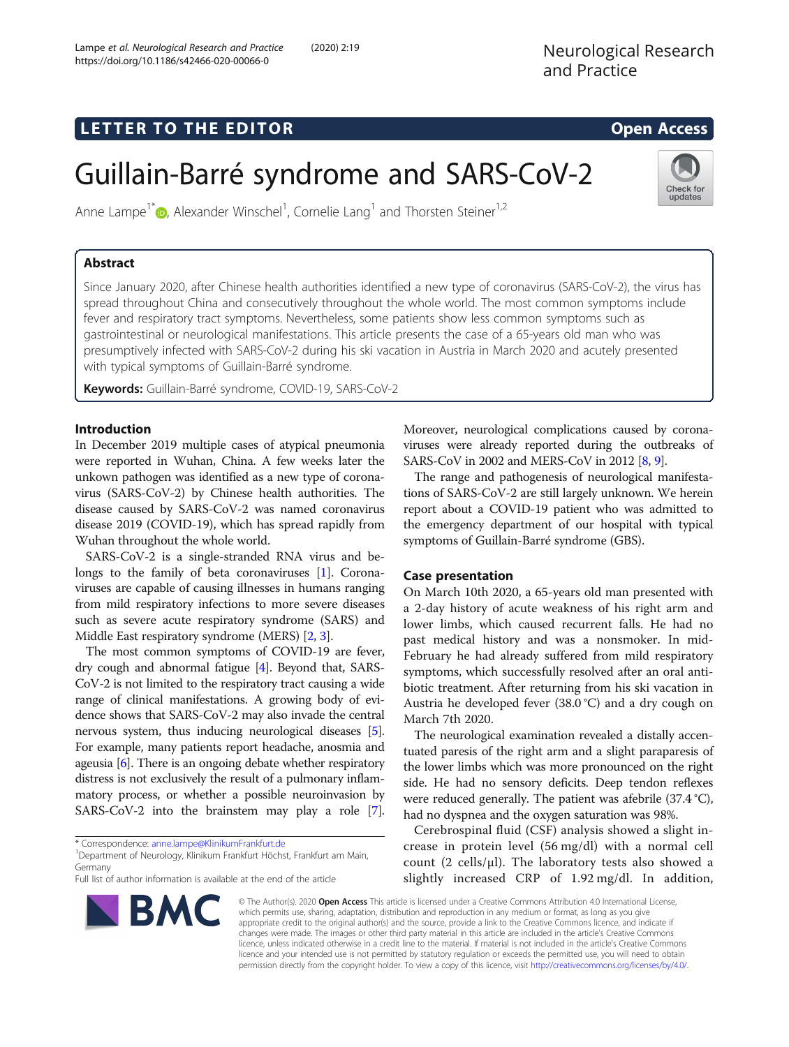LETTER TO THE EDITOR

Open Access

# Guillain-Barré syndrome and SARS-CoV-2

Anne Lampe[1*], Alexander Winschel[1], Cornelie Lang[1] and Thorsten Steiner[1,2]

## Abstract

Since January 2020, after Chinese health authorities identified a new type of coronavirus (SARS-CoV-2), the virus has spread throughout China and consecutively throughout the whole world. The most common symptoms include fever and respiratory tract symptoms. Nevertheless, some patients show less common symptoms such as gastrointestinal or neurological manifestations. This article presents the case of a 65-years old man who was presumptively infected with SARS-CoV-2 during his ski vacation in Austria in March 2020 and acutely presented with typical symptoms of Guillain-Barré syndrome.

**Keywords:** Guillain-Barré syndrome, COVID-19, SARS-CoV-2

## Introduction

In December 2019 multiple cases of atypical pneumonia were reported in Wuhan, China. A few weeks later the unkown pathogen was identified as a new type of coronavirus (SARS-CoV-2) by Chinese health authorities. The disease caused by SARS-CoV-2 was named coronavirus disease 2019 (COVID-19), which has spread rapidly from Wuhan throughout the whole world.

SARS-CoV-2 is a single-stranded RNA virus and belongs to the family of beta coronaviruses [1]. Coronaviruses are capable of causing illnesses in humans ranging from mild respiratory infections to more severe diseases such as severe acute respiratory syndrome (SARS) and Middle East respiratory syndrome (MERS) [2, 3].

The most common symptoms of COVID-19 are fever, dry cough and abnormal fatigue [4]. Beyond that, SARS-CoV-2 is not limited to the respiratory tract causing a wide range of clinical manifestations. A growing body of evidence shows that SARS-CoV-2 may also invade the central nervous system, thus inducing neurological diseases [5]. For example, many patients report headache, anosmia and ageusia [6]. There is an ongoing debate whether respiratory distress is not exclusively the result of a pulmonary inflammatory process, or whether a possible neuroinvasion by SARS-CoV-2 into the brainstem may play a role [7]. Moreover, neurological complications caused by coronaviruses were already reported during the outbreaks of SARS-CoV in 2002 and MERS-CoV in 2012 [8, 9].

The range and pathogenesis of neurological manifestations of SARS-CoV-2 are still largely unknown. We herein report about a COVID-19 patient who was admitted to the emergency department of our hospital with typical symptoms of Guillain-Barré syndrome (GBS).

## Case presentation

On March 10th 2020, a 65-years old man presented with a 2-day history of acute weakness of his right arm and lower limbs, which caused recurrent falls. He had no past medical history and was a nonsmoker. In mid-February he had already suffered from mild respiratory symptoms, which successfully resolved after an oral antibiotic treatment. After returning from his ski vacation in Austria he developed fever (38.0 °C) and a dry cough on March 7th 2020.

The neurological examination revealed a distally accentuated paresis of the right arm and a slight paraparesis of the lower limbs which was more pronounced on the right side. He had no sensory deficits. Deep tendon reflexes were reduced generally. The patient was afebrile (37.4 °C), had no dyspnea and the oxygen saturation was 98%.

Cerebrospinal fluid (CSF) analysis showed a slight increase in protein level (56 mg/dl) with a normal cell count (2 cells/μl). The laboratory tests also showed a slightly increased CRP of 1.92 mg/dl. In addition,

\* Correspondence: anne.lampe@KlinikumFrankfurt.de
[1]Department of Neurology, Klinikum Frankfurt Höchst, Frankfurt am Main, Germany
Full list of author information is available at the end of the article

© The Author(s). 2020 **Open Access** This article is licensed under a Creative Commons Attribution 4.0 International License, which permits use, sharing, adaptation, distribution and reproduction in any medium or format, as long as you give appropriate credit to the original author(s) and the source, provide a link to the Creative Commons licence, and indicate if changes were made. The images or other third party material in this article are included in the article's Creative Commons licence, unless indicated otherwise in a credit line to the material. If material is not included in the article's Creative Commons licence and your intended use is not permitted by statutory regulation or exceeds the permitted use, you will need to obtain permission directly from the copyright holder. To view a copy of this licence, visit http://creativecommons.org/licenses/by/4.0/.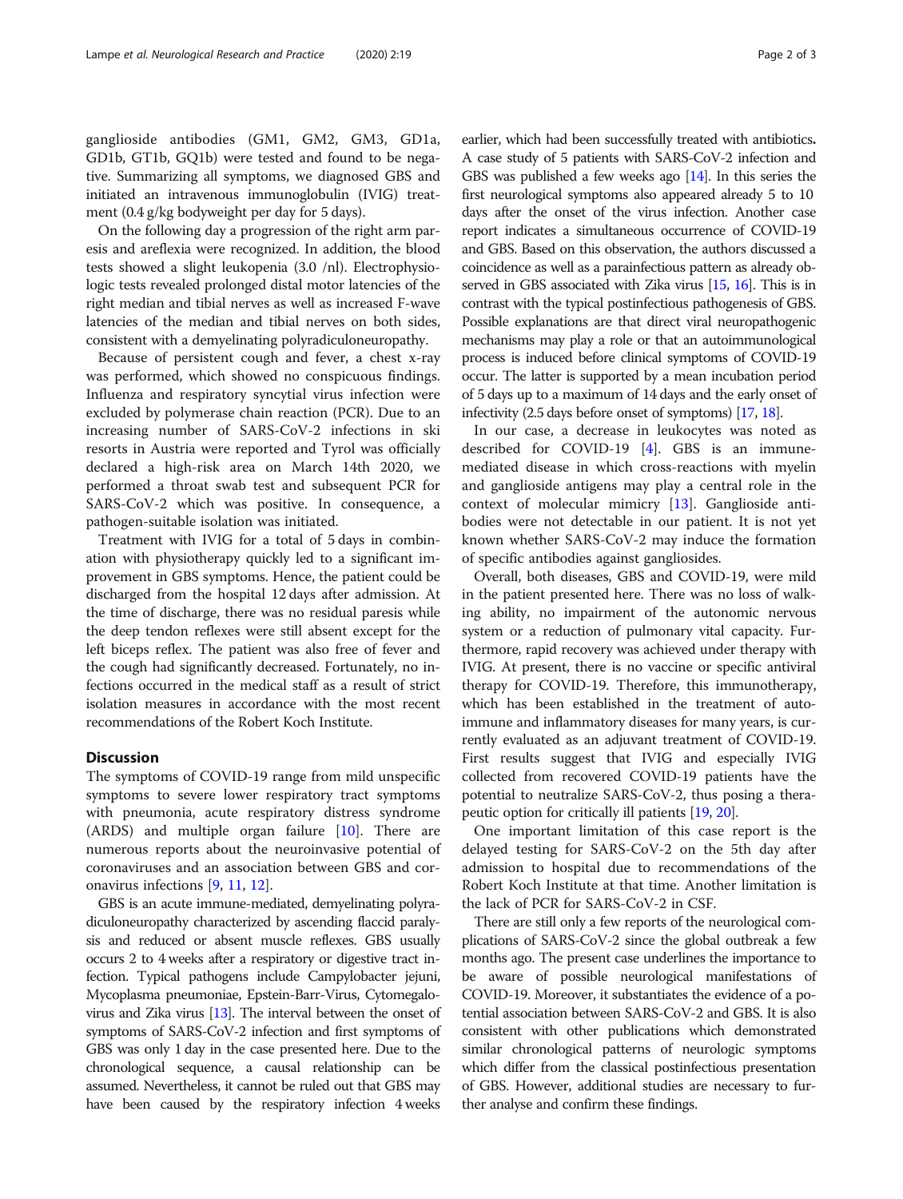ganglioside antibodies (GM1, GM2, GM3, GD1a, GD1b, GT1b, GQ1b) were tested and found to be negative. Summarizing all symptoms, we diagnosed GBS and initiated an intravenous immunoglobulin (IVIG) treatment (0.4 g/kg bodyweight per day for 5 days).

On the following day a progression of the right arm paresis and areflexia were recognized. In addition, the blood tests showed a slight leukopenia (3.0 /nl). Electrophysiologic tests revealed prolonged distal motor latencies of the right median and tibial nerves as well as increased F-wave latencies of the median and tibial nerves on both sides, consistent with a demyelinating polyradiculoneuropathy.

Because of persistent cough and fever, a chest x-ray was performed, which showed no conspicuous findings. Influenza and respiratory syncytial virus infection were excluded by polymerase chain reaction (PCR). Due to an increasing number of SARS-CoV-2 infections in ski resorts in Austria were reported and Tyrol was officially declared a high-risk area on March 14th 2020, we performed a throat swab test and subsequent PCR for SARS-CoV-2 which was positive. In consequence, a pathogen-suitable isolation was initiated.

Treatment with IVIG for a total of 5 days in combination with physiotherapy quickly led to a significant improvement in GBS symptoms. Hence, the patient could be discharged from the hospital 12 days after admission. At the time of discharge, there was no residual paresis while the deep tendon reflexes were still absent except for the left biceps reflex. The patient was also free of fever and the cough had significantly decreased. Fortunately, no infections occurred in the medical staff as a result of strict isolation measures in accordance with the most recent recommendations of the Robert Koch Institute.

## Discussion

The symptoms of COVID-19 range from mild unspecific symptoms to severe lower respiratory tract symptoms with pneumonia, acute respiratory distress syndrome (ARDS) and multiple organ failure [10]. There are numerous reports about the neuroinvasive potential of coronaviruses and an association between GBS and coronavirus infections [9, 11, 12].

GBS is an acute immune-mediated, demyelinating polyradiculoneuropathy characterized by ascending flaccid paralysis and reduced or absent muscle reflexes. GBS usually occurs 2 to 4 weeks after a respiratory or digestive tract infection. Typical pathogens include Campylobacter jejuni, Mycoplasma pneumoniae, Epstein-Barr-Virus, Cytomegalovirus and Zika virus [13]. The interval between the onset of symptoms of SARS-CoV-2 infection and first symptoms of GBS was only 1 day in the case presented here. Due to the chronological sequence, a causal relationship can be assumed. Nevertheless, it cannot be ruled out that GBS may have been caused by the respiratory infection 4 weeks earlier, which had been successfully treated with antibiotics. A case study of 5 patients with SARS-CoV-2 infection and GBS was published a few weeks ago [14]. In this series the first neurological symptoms also appeared already 5 to 10 days after the onset of the virus infection. Another case report indicates a simultaneous occurrence of COVID-19 and GBS. Based on this observation, the authors discussed a coincidence as well as a parainfectious pattern as already observed in GBS associated with Zika virus [15, 16]. This is in contrast with the typical postinfectious pathogenesis of GBS. Possible explanations are that direct viral neuropathogenic mechanisms may play a role or that an autoimmunological process is induced before clinical symptoms of COVID-19 occur. The latter is supported by a mean incubation period of 5 days up to a maximum of 14 days and the early onset of infectivity (2.5 days before onset of symptoms) [17, 18].

In our case, a decrease in leukocytes was noted as described for COVID-19 [4]. GBS is an immune-mediated disease in which cross-reactions with myelin and ganglioside antigens may play a central role in the context of molecular mimicry [13]. Ganglioside antibodies were not detectable in our patient. It is not yet known whether SARS-CoV-2 may induce the formation of specific antibodies against gangliosides.

Overall, both diseases, GBS and COVID-19, were mild in the patient presented here. There was no loss of walking ability, no impairment of the autonomic nervous system or a reduction of pulmonary vital capacity. Furthermore, rapid recovery was achieved under therapy with IVIG. At present, there is no vaccine or specific antiviral therapy for COVID-19. Therefore, this immunotherapy, which has been established in the treatment of autoimmune and inflammatory diseases for many years, is currently evaluated as an adjuvant treatment of COVID-19. First results suggest that IVIG and especially IVIG collected from recovered COVID-19 patients have the potential to neutralize SARS-CoV-2, thus posing a therapeutic option for critically ill patients [19, 20].

One important limitation of this case report is the delayed testing for SARS-CoV-2 on the 5th day after admission to hospital due to recommendations of the Robert Koch Institute at that time. Another limitation is the lack of PCR for SARS-CoV-2 in CSF.

There are still only a few reports of the neurological complications of SARS-CoV-2 since the global outbreak a few months ago. The present case underlines the importance to be aware of possible neurological manifestations of COVID-19. Moreover, it substantiates the evidence of a potential association between SARS-CoV-2 and GBS. It is also consistent with other publications which demonstrated similar chronological patterns of neurologic symptoms which differ from the classical postinfectious presentation of GBS. However, additional studies are necessary to further analyse and confirm these findings.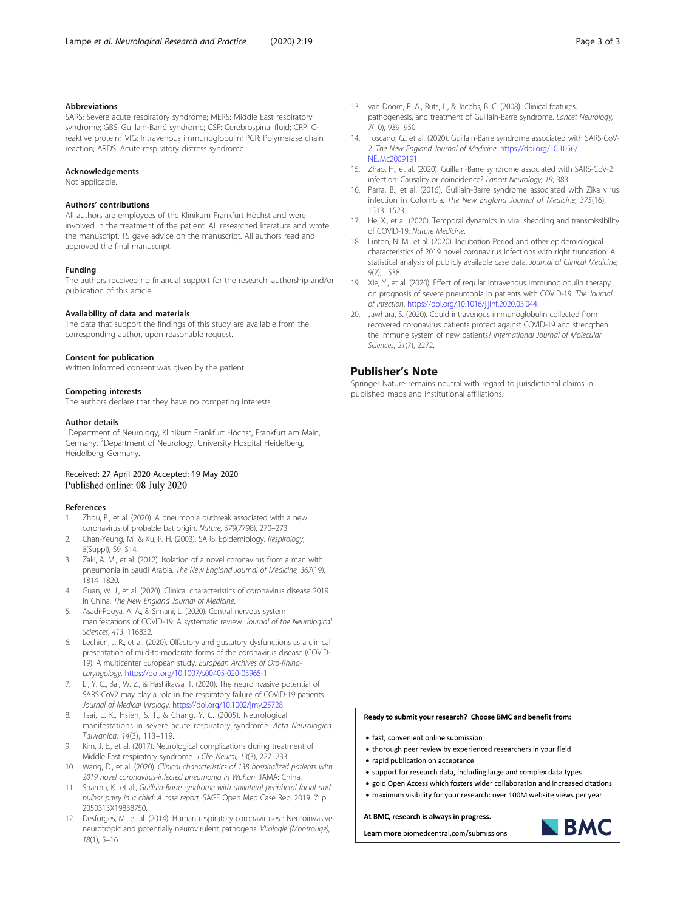### Abbreviations

SARS: Severe acute respiratory syndrome; MERS: Middle East respiratory syndrome; GBS: Guillain-Barré syndrome; CSF: Cerebrospinal fluid; CRP: C-reaktive protein; IVIG: Intravenous immunoglobulin; PCR: Polymerase chain reaction; ARDS: Acute respiratory distress syndrome

### Acknowledgements

Not applicable.

### Authors' contributions

All authors are employees of the Klinikum Frankfurt Höchst and were involved in the treatment of the patient. AL researched literature and wrote the manuscript. TS gave advice on the manuscript. All authors read and approved the final manuscript.

### Funding

The authors received no financial support for the research, authorship and/or publication of this article.

### Availability of data and materials

The data that support the findings of this study are available from the corresponding author, upon reasonable request.

### Consent for publication

Written informed consent was given by the patient.

### Competing interests

The authors declare that they have no competing interests.

### Author details

[1]Department of Neurology, Klinikum Frankfurt Höchst, Frankfurt am Main, Germany. [2]Department of Neurology, University Hospital Heidelberg, Heidelberg, Germany.

Received: 27 April 2020 Accepted: 19 May 2020
Published online: 08 July 2020

### References

1. Zhou, P., et al. (2020). A pneumonia outbreak associated with a new coronavirus of probable bat origin. *Nature, 579*(7798), 270–273.
2. Chan-Yeung, M., & Xu, R. H. (2003). SARS: Epidemiology. *Respirology, 8*(Suppl), S9–S14.
3. Zaki, A. M., et al. (2012). Isolation of a novel coronavirus from a man with pneumonia in Saudi Arabia. *The New England Journal of Medicine, 367*(19), 1814–1820.
4. Guan, W. J., et al. (2020). Clinical characteristics of coronavirus disease 2019 in China. *The New England Journal of Medicine*.
5. Asadi-Pooya, A. A., & Simani, L. (2020). Central nervous system manifestations of COVID-19: A systematic review. *Journal of the Neurological Sciences, 413*, 116832.
6. Lechien, J. R., et al. (2020). Olfactory and gustatory dysfunctions as a clinical presentation of mild-to-moderate forms of the coronavirus disease (COVID-19): A multicenter European study. *European Archives of Oto-Rhino-Laryngology*. https://doi.org/10.1007/s00405-020-05965-1.
7. Li, Y. C., Bai, W. Z., & Hashikawa, T. (2020). The neuroinvasive potential of SARS-CoV2 may play a role in the respiratory failure of COVID-19 patients. *Journal of Medical Virology*. https://doi.org/10.1002/jmv.25728.
8. Tsai, L. K., Hsieh, S. T., & Chang, Y. C. (2005). Neurological manifestations in severe acute respiratory syndrome. *Acta Neurologica Taiwanica, 14*(3), 113–119.
9. Kim, J. E., et al. (2017). Neurological complications during treatment of Middle East respiratory syndrome. *J Clin Neurol, 13*(3), 227–233.
10. Wang, D., et al. (2020). *Clinical characteristics of 138 hospitalized patients with 2019 novel coronavirus-infected pneumonia in Wuhan*. JAMA: China.
11. Sharma, K., et al., *Guillain-Barre syndrome with unilateral peripheral facial and bulbar palsy in a child: A case report.* SAGE Open Med Case Rep, 2019. 7: p. 2050313X19838750.
12. Desforges, M., et al. (2014). Human respiratory coronaviruses : Neuroinvasive, neurotropic and potentially neurovirulent pathogens. *Virologie (Montrouge), 18*(1), 5–16.
13. van Doorn, P. A., Ruts, L., & Jacobs, B. C. (2008). Clinical features, pathogenesis, and treatment of Guillain-Barre syndrome. *Lancet Neurology, 7*(10), 939–950.
14. Toscano, G., et al. (2020). Guillain-Barre syndrome associated with SARS-CoV-2. *The New England Journal of Medicine*. https://doi.org/10.1056/NEJMc2009191.
15. Zhao, H., et al. (2020). Guillain-Barre syndrome associated with SARS-CoV-2 infection: Causality or coincidence? *Lancet Neurology, 19*, 383.
16. Parra, B., et al. (2016). Guillain-Barre syndrome associated with Zika virus infection in Colombia. *The New England Journal of Medicine, 375*(16), 1513–1523.
17. He, X., et al. (2020). Temporal dynamics in viral shedding and transmissibility of COVID-19. *Nature Medicine*.
18. Linton, N. M., et al. (2020). Incubation Period and other epidemiological characteristics of 2019 novel coronavirus infections with right truncation: A statistical analysis of publicly available case data. *Journal of Clinical Medicine, 9*(2), −538.
19. Xie, Y., et al. (2020). Effect of regular intravenous immunoglobulin therapy on prognosis of severe pneumonia in patients with COVID-19. *The Journal of Infection*. https://doi.org/10.1016/j.jinf.2020.03.044.
20. Jawhara, S. (2020). Could intravenous immunoglobulin collected from recovered coronavirus patients protect against COVID-19 and strengthen the immune system of new patients? *International Journal of Molecular Sciences, 21*(7), 2272.

## Publisher's Note

Springer Nature remains neutral with regard to jurisdictional claims in published maps and institutional affiliations.

**Ready to submit your research? Choose BMC and benefit from:**

- fast, convenient online submission
- thorough peer review by experienced researchers in your field
- rapid publication on acceptance
- support for research data, including large and complex data types
- gold Open Access which fosters wider collaboration and increased citations
- maximum visibility for your research: over 100M website views per year

**At BMC, research is always in progress.**

**Learn more** biomedcentral.com/submissions

BMC